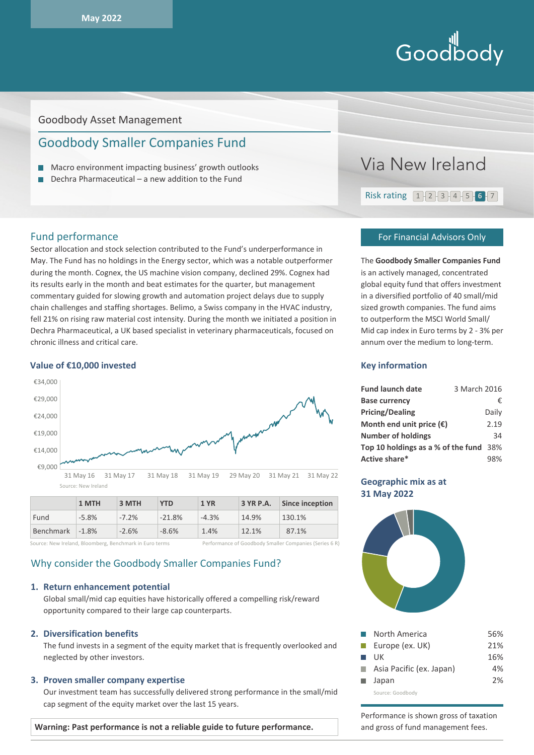May 2022

Goodbody

Goodbody Asset Management

# Goodbody Smaller Companies Fund

- Macro environment impacting business' growth outlooks
- Dechra Pharmaceutical – a new addition to the Fund

Via New Ireland

Risk rating 1 2 3 4 5 **6** 7

## Fund performance

Sector allocation and stock selection contributed to the Fund's underperformance in May. The Fund has no holdings in the Energy sector, which was a notable outperformer during the month. Cognex, the US machine vision company, declined 29%. Cognex had its results early in the month and beat estimates for the quarter, but management commentary guided for slowing growth and automation project delays due to supply chain challenges and staffing shortages. Belimo, a Swiss company in the HVAC industry, fell 21% on rising raw material cost intensity. During the month we initiated a position in Dechra Pharmaceutical, a UK based specialist in veterinary pharmaceuticals, focused on chronic illness and critical care.

### Value of €10,000 invested

Source: New Ireland

| | 1 MTH | 3 MTH | YTD | 1 YR | 3 YR P.A. | Since inception |
|---|---|---|---|---|---|---|
| Fund | -5.8% | -7.2% | -21.8% | -4.3% | 14.9% | 130.1% |
| Benchmark | -1.8% | -2.6% | -8.6% | 1.4% | 12.1% | 87.1% |

Source: New Ireland, Bloomberg, Benchmark in Euro terms — Performance of Goodbody Smaller Companies (Series 6 R)

## Why consider the Goodbody Smaller Companies Fund?

1. **Return enhancement potential**
   Global small/mid cap equities have historically offered a compelling risk/reward opportunity compared to their large cap counterparts.

2. **Diversification benefits**
   The fund invests in a segment of the equity market that is frequently overlooked and neglected by other investors.

3. **Proven smaller company expertise**
   Our investment team has successfully delivered strong performance in the small/mid cap segment of the equity market over the last 15 years.

**Warning: Past performance is not a reliable guide to future performance.**

For Financial Advisors Only

The **Goodbody Smaller Companies Fund** is an actively managed, concentrated global equity fund that offers investment in a diversified portfolio of 40 small/mid sized growth companies. The fund aims to outperform the MSCI World Small/ Mid cap index in Euro terms by 2 - 3% per annum over the medium to long-term.

### Key information

| | |
|---|---|
| **Fund launch date** | 3 March 2016 |
| **Base currency** | € |
| **Pricing/Dealing** | Daily |
| **Month end unit price (€)** | 2.19 |
| **Number of holdings** | 34 |
| **Top 10 holdings as a % of the fund** | 38% |
| **Active share*** | 98% |

### Geographic mix as at 31 May 2022

| Region | % |
|---|---|
| North America | 56% |
| Europe (ex. UK) | 21% |
| UK | 16% |
| Asia Pacific (ex. Japan) | 4% |
| Japan | 2% |

Source: Goodbody

Performance is shown gross of taxation and gross of fund management fees.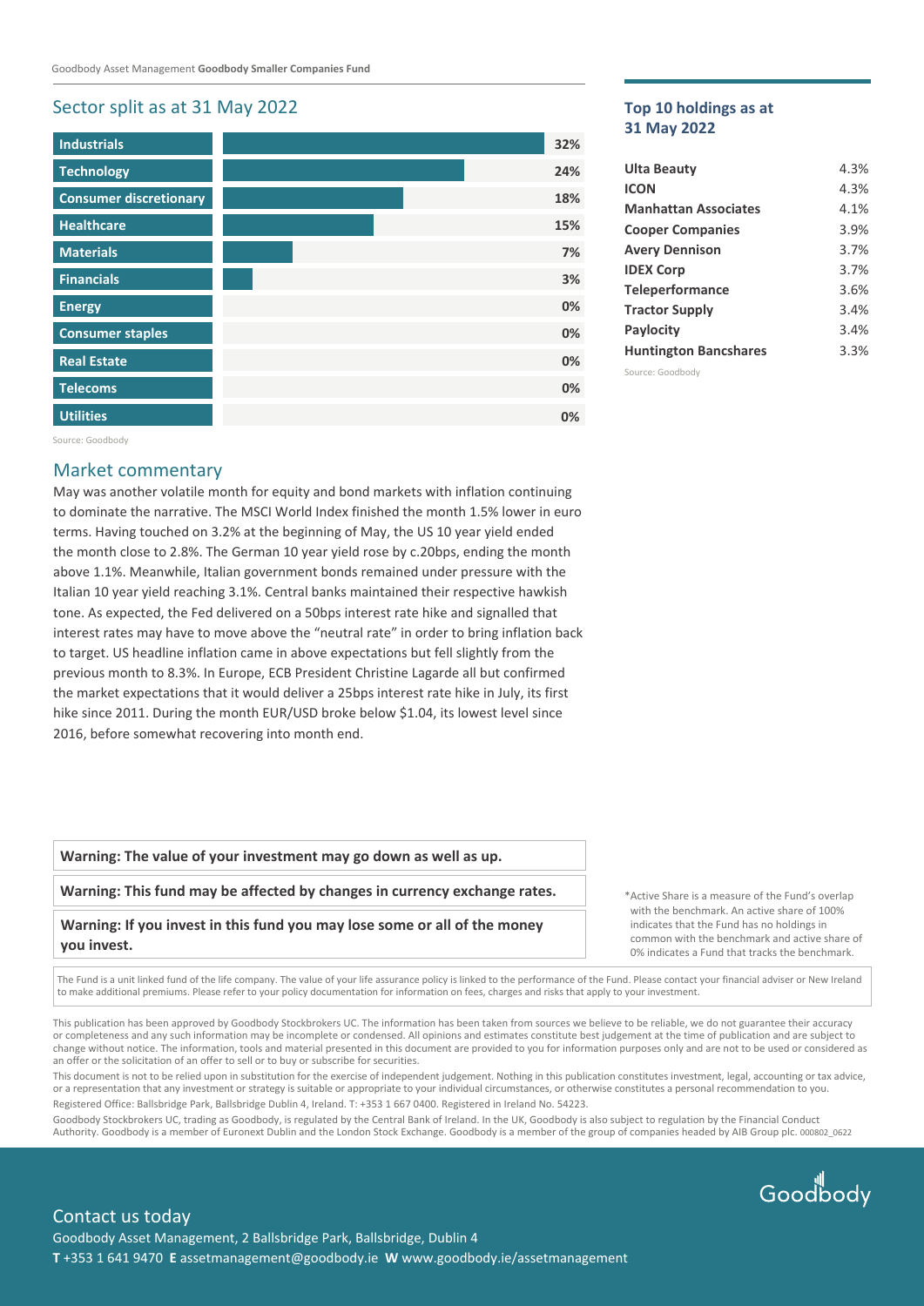## Sector split as at 31 May 2022

Industrials 32%
Technology 24%
Consumer discretionary 18%
Healthcare 15%
Materials 7%
Financials 3%
Energy 0%
Consumer staples 0%
Real Estate 0%
Telecoms 0%
Utilities 0%

Source: Goodbody

## Top 10 holdings as at 31 May 2022

| | |
|---|---|
| **Ulta Beauty** | 4.3% |
| **ICON** | 4.3% |
| **Manhattan Associates** | 4.1% |
| **Cooper Companies** | 3.9% |
| **Avery Dennison** | 3.7% |
| **IDEX Corp** | 3.7% |
| **Teleperformance** | 3.6% |
| **Tractor Supply** | 3.4% |
| **Paylocity** | 3.4% |
| **Huntington Bancshares** | 3.3% |

Source: Goodbody

## Market commentary

May was another volatile month for equity and bond markets with inflation continuing to dominate the narrative. The MSCI World Index finished the month 1.5% lower in euro terms. Having touched on 3.2% at the beginning of May, the US 10 year yield ended the month close to 2.8%. The German 10 year yield rose by c.20bps, ending the month above 1.1%. Meanwhile, Italian government bonds remained under pressure with the Italian 10 year yield reaching 3.1%. Central banks maintained their respective hawkish tone. As expected, the Fed delivered on a 50bps interest rate hike and signalled that interest rates may have to move above the "neutral rate" in order to bring inflation back to target. US headline inflation came in above expectations but fell slightly from the previous month to 8.3%. In Europe, ECB President Christine Lagarde all but confirmed the market expectations that it would deliver a 25bps interest rate hike in July, its first hike since 2011. During the month EUR/USD broke below $1.04, its lowest level since 2016, before somewhat recovering into month end.

**Warning: The value of your investment may go down as well as up.**

**Warning: This fund may be affected by changes in currency exchange rates.**

**Warning: If you invest in this fund you may lose some or all of the money you invest.**

*Active Share is a measure of the Fund's overlap with the benchmark. An active share of 100% indicates that the Fund has no holdings in common with the benchmark and active share of 0% indicates a Fund that tracks the benchmark.

The Fund is a unit linked fund of the life company. The value of your life assurance policy is linked to the performance of the Fund. Please contact your financial adviser or New Ireland to make additional premiums. Please refer to your policy documentation for information on fees, charges and risks that apply to your investment.

This publication has been approved by Goodbody Stockbrokers UC. The information has been taken from sources we believe to be reliable, we do not guarantee their accuracy or completeness and any such information may be incomplete or condensed. All opinions and estimates constitute best judgement at the time of publication and are subject to change without notice. The information, tools and material presented in this document are provided to you for information purposes only and are not to be used or considered as an offer or the solicitation of an offer to sell or to buy or subscribe for securities.

This document is not to be relied upon in substitution for the exercise of independent judgement. Nothing in this publication constitutes investment, legal, accounting or tax advice, or a representation that any investment or strategy is suitable or appropriate to your individual circumstances, or otherwise constitutes a personal recommendation to you.

Registered Office: Ballsbridge Park, Ballsbridge Dublin 4, Ireland. T: +353 1 667 0400. Registered in Ireland No. 54223.

Goodbody Stockbrokers UC, trading as Goodbody, is regulated by the Central Bank of Ireland. In the UK, Goodbody is also subject to regulation by the Financial Conduct Authority. Goodbody is a member of Euronext Dublin and the London Stock Exchange. Goodbody is a member of the group of companies headed by AIB Group plc. 000802_0622

Goodbody

## Contact us today

Goodbody Asset Management, 2 Ballsbridge Park, Ballsbridge, Dublin 4

**T** +353 1 641 9470 **E** assetmanagement@goodbody.ie **W** www.goodbody.ie/assetmanagement